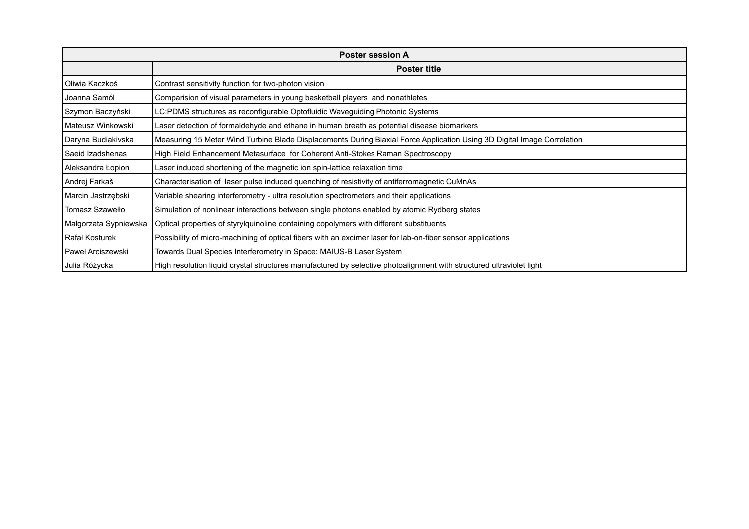| Poster session A | |
|---|---|
| | **Poster title** |
| Oliwia Kaczkoś | Contrast sensitivity function for two-photon vision |
| Joanna Samól | Comparision of visual parameters in young basketball players  and nonathletes |
| Szymon Baczyński | LC:PDMS structures as reconfigurable Optofluidic Waveguiding Photonic Systems |
| Mateusz Winkowski | Laser detection of formaldehyde and ethane in human breath as potential disease biomarkers |
| Daryna Budiakivska | Measuring 15 Meter Wind Turbine Blade Displacements During Biaxial Force Application Using 3D Digital Image Correlation |
| Saeid Izadshenas | High Field Enhancement Metasurface  for Coherent Anti-Stokes Raman Spectroscopy |
| Aleksandra Łopion | Laser induced shortening of the magnetic ion spin-lattice relaxation time |
| Andrej Farkaš | Characterisation of  laser pulse induced quenching of resistivity of antiferromagnetic CuMnAs |
| Marcin Jastrzębski | Variable shearing interferometry - ultra resolution spectrometers and their applications |
| Tomasz Szawełło | Simulation of nonlinear interactions between single photons enabled by atomic Rydberg states |
| Małgorzata Sypniewska | Optical properties of styrylquinoline containing copolymers with different substituents |
| Rafał Kosturek | Possibility of micro-machining of optical fibers with an excimer laser for lab-on-fiber sensor applications |
| Paweł Arciszewski | Towards Dual Species Interferometry in Space: MAIUS-B Laser System |
| Julia Różycka | High resolution liquid crystal structures manufactured by selective photoalignment with structured ultraviolet light |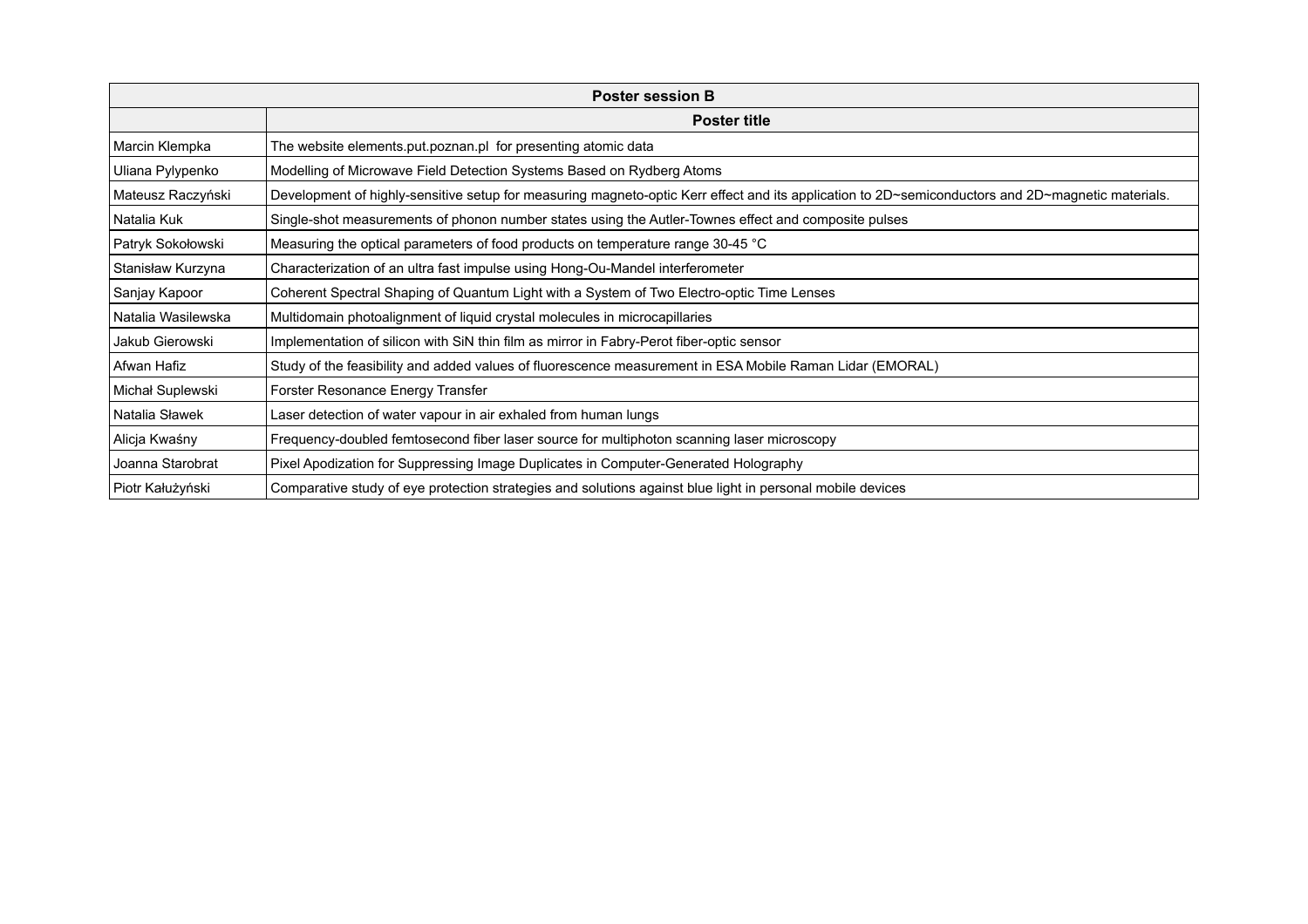| Poster session B | |
|---|---|
| | **Poster title** |
| Marcin Klempka | The website elements.put.poznan.pl  for presenting atomic data |
| Uliana Pylypenko | Modelling of Microwave Field Detection Systems Based on Rydberg Atoms |
| Mateusz Raczyński | Development of highly-sensitive setup for measuring magneto-optic Kerr effect and its application to 2D~semiconductors and 2D~magnetic materials. |
| Natalia Kuk | Single-shot measurements of phonon number states using the Autler-Townes effect and composite pulses |
| Patryk Sokołowski | Measuring the optical parameters of food products on temperature range 30-45 °C |
| Stanisław Kurzyna | Characterization of an ultra fast impulse using Hong-Ou-Mandel interferometer |
| Sanjay Kapoor | Coherent Spectral Shaping of Quantum Light with a System of Two Electro-optic Time Lenses |
| Natalia Wasilewska | Multidomain photoalignment of liquid crystal molecules in microcapillaries |
| Jakub Gierowski | Implementation of silicon with SiN thin film as mirror in Fabry-Perot fiber-optic sensor |
| Afwan Hafiz | Study of the feasibility and added values of fluorescence measurement in ESA Mobile Raman Lidar (EMORAL) |
| Michał Suplewski | Forster Resonance Energy Transfer |
| Natalia Sławek | Laser detection of water vapour in air exhaled from human lungs |
| Alicja Kwaśny | Frequency-doubled femtosecond fiber laser source for multiphoton scanning laser microscopy |
| Joanna Starobrat | Pixel Apodization for Suppressing Image Duplicates in Computer-Generated Holography |
| Piotr Kałużyński | Comparative study of eye protection strategies and solutions against blue light in personal mobile devices |